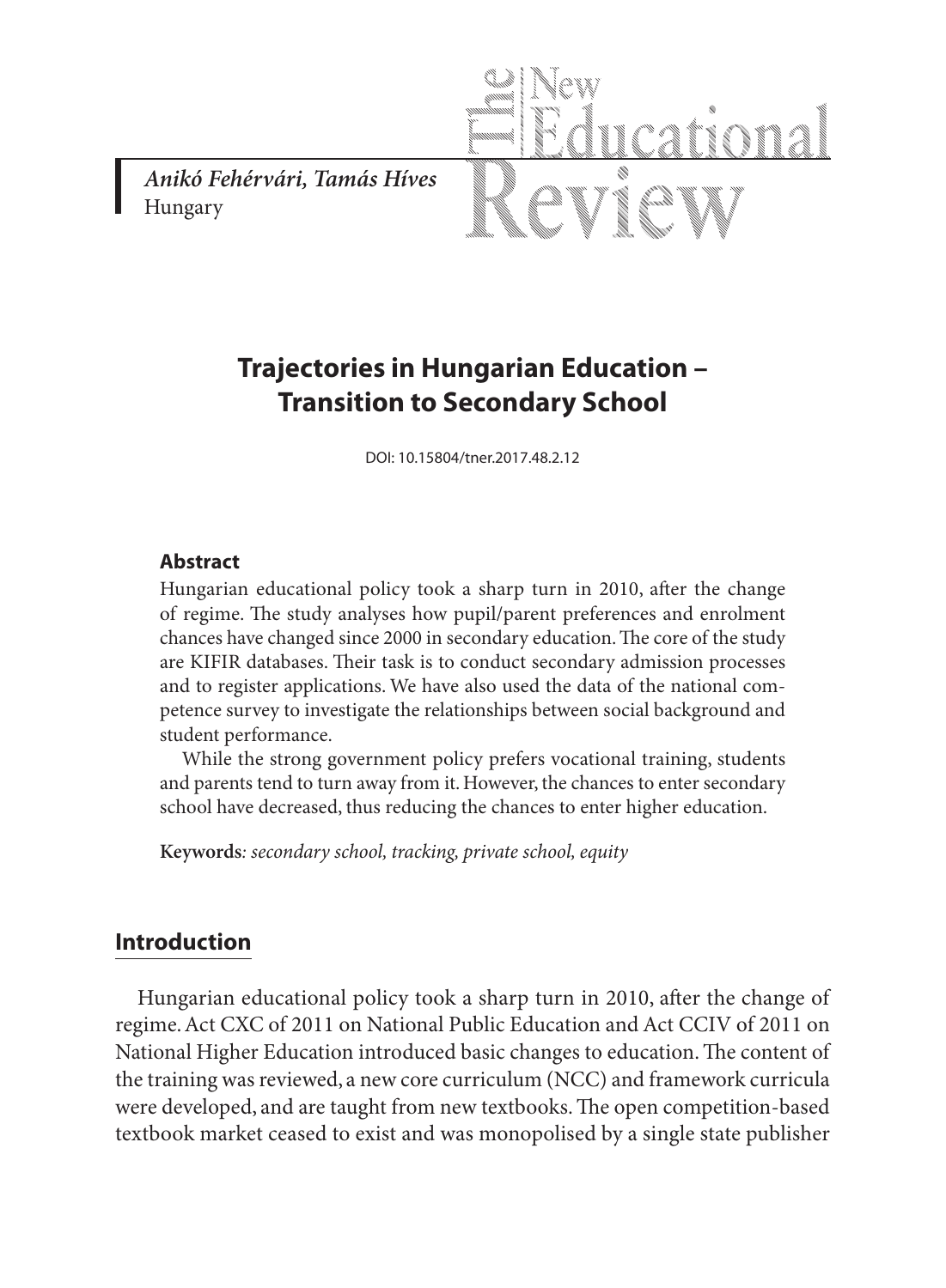*Anikó Fehérvári, Tamás Híves*
Hungary

# Trajectories in Hungarian Education – Transition to Secondary School

DOI: 10.15804/tner.2017.48.2.12

### Abstract

Hungarian educational policy took a sharp turn in 2010, after the change of regime. The study analyses how pupil/parent preferences and enrolment chances have changed since 2000 in secondary education. The core of the study are KIFIR databases. Their task is to conduct secondary admission processes and to register applications. We have also used the data of the national competence survey to investigate the relationships between social background and student performance.

While the strong government policy prefers vocational training, students and parents tend to turn away from it. However, the chances to enter secondary school have decreased, thus reducing the chances to enter higher education.

**Keywords**: *secondary school, tracking, private school, equity*

## Introduction

Hungarian educational policy took a sharp turn in 2010, after the change of regime. Act CXC of 2011 on National Public Education and Act CCIV of 2011 on National Higher Education introduced basic changes to education. The content of the training was reviewed, a new core curriculum (NCC) and framework curricula were developed, and are taught from new textbooks. The open competition-based textbook market ceased to exist and was monopolised by a single state publisher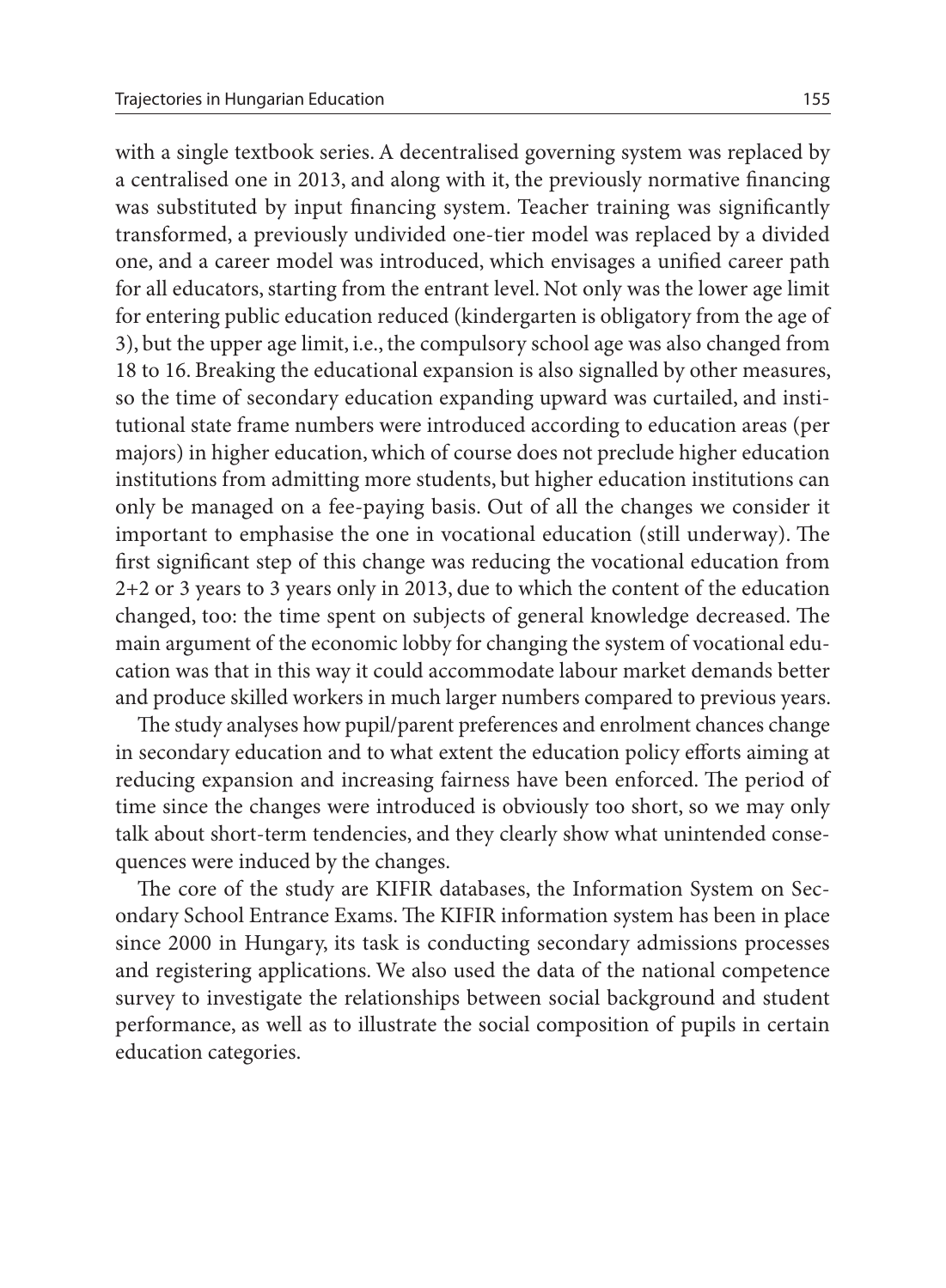with a single textbook series. A decentralised governing system was replaced by a centralised one in 2013, and along with it, the previously normative financing was substituted by input financing system. Teacher training was significantly transformed, a previously undivided one-tier model was replaced by a divided one, and a career model was introduced, which envisages a unified career path for all educators, starting from the entrant level. Not only was the lower age limit for entering public education reduced (kindergarten is obligatory from the age of 3), but the upper age limit, i.e., the compulsory school age was also changed from 18 to 16. Breaking the educational expansion is also signalled by other measures, so the time of secondary education expanding upward was curtailed, and institutional state frame numbers were introduced according to education areas (per majors) in higher education, which of course does not preclude higher education institutions from admitting more students, but higher education institutions can only be managed on a fee-paying basis. Out of all the changes we consider it important to emphasise the one in vocational education (still underway). The first significant step of this change was reducing the vocational education from 2+2 or 3 years to 3 years only in 2013, due to which the content of the education changed, too: the time spent on subjects of general knowledge decreased. The main argument of the economic lobby for changing the system of vocational education was that in this way it could accommodate labour market demands better and produce skilled workers in much larger numbers compared to previous years.

The study analyses how pupil/parent preferences and enrolment chances change in secondary education and to what extent the education policy efforts aiming at reducing expansion and increasing fairness have been enforced. The period of time since the changes were introduced is obviously too short, so we may only talk about short-term tendencies, and they clearly show what unintended consequences were induced by the changes.

The core of the study are KIFIR databases, the Information System on Secondary School Entrance Exams. The KIFIR information system has been in place since 2000 in Hungary, its task is conducting secondary admissions processes and registering applications. We also used the data of the national competence survey to investigate the relationships between social background and student performance, as well as to illustrate the social composition of pupils in certain education categories.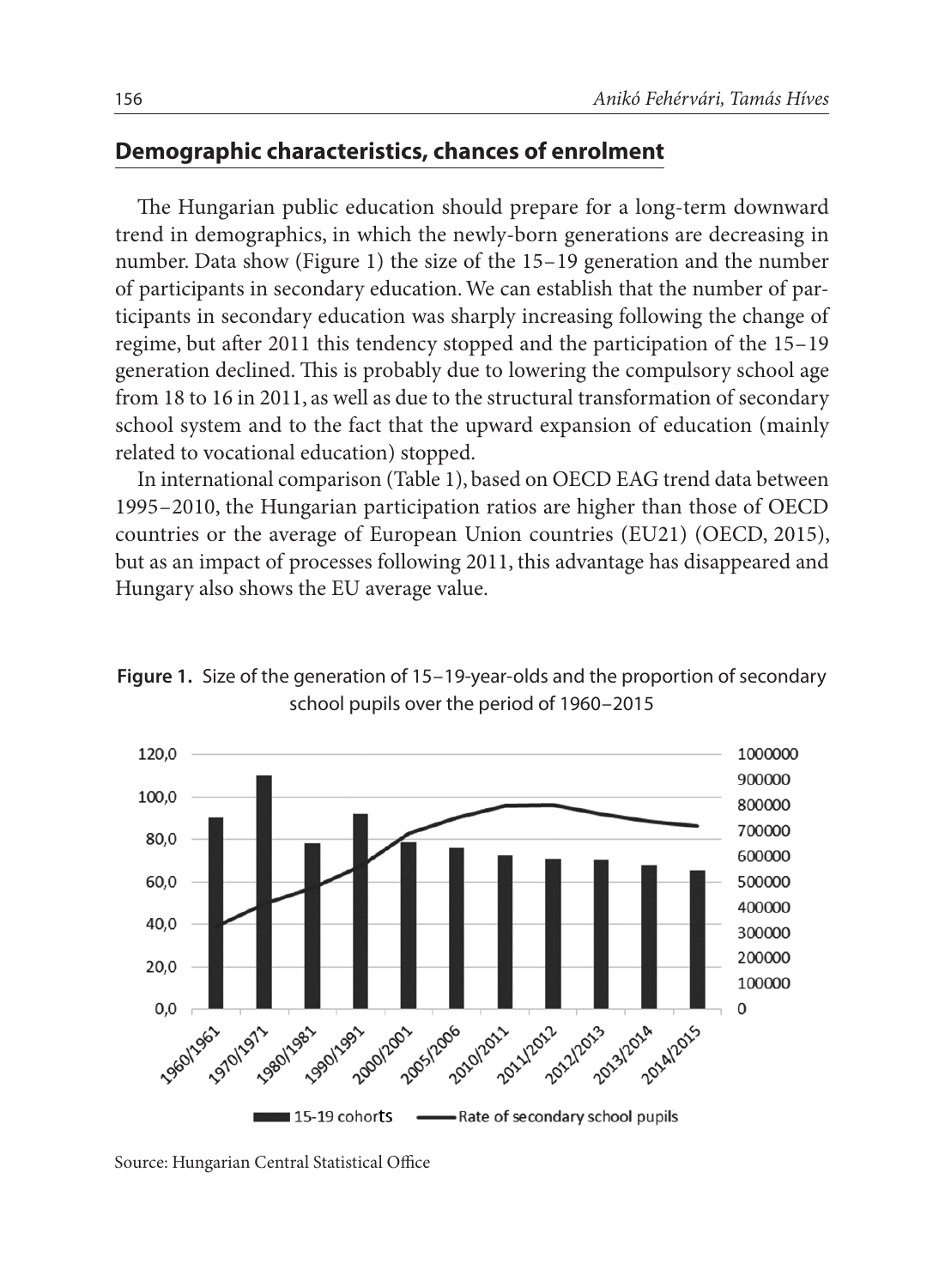## Demographic characteristics, chances of enrolment

The Hungarian public education should prepare for a long-term downward trend in demographics, in which the newly-born generations are decreasing in number. Data show (Figure 1) the size of the 15–19 generation and the number of participants in secondary education. We can establish that the number of participants in secondary education was sharply increasing following the change of regime, but after 2011 this tendency stopped and the participation of the 15–19 generation declined. This is probably due to lowering the compulsory school age from 18 to 16 in 2011, as well as due to the structural transformation of secondary school system and to the fact that the upward expansion of education (mainly related to vocational education) stopped.

In international comparison (Table 1), based on OECD EAG trend data between 1995–2010, the Hungarian participation ratios are higher than those of OECD countries or the average of European Union countries (EU21) (OECD, 2015), but as an impact of processes following 2011, this advantage has disappeared and Hungary also shows the EU average value.

**Figure 1.** Size of the generation of 15–19-year-olds and the proportion of secondary school pupils over the period of 1960–2015

Source: Hungarian Central Statistical Office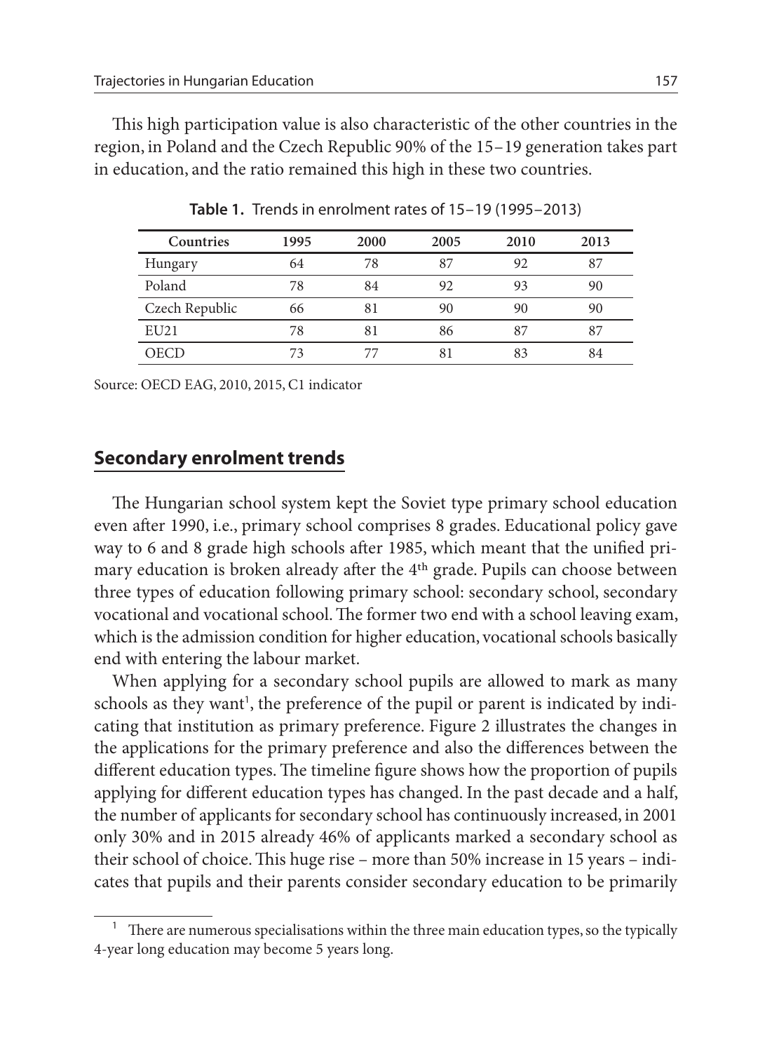This high participation value is also characteristic of the other countries in the region, in Poland and the Czech Republic 90% of the 15–19 generation takes part in education, and the ratio remained this high in these two countries.

**Table 1.** Trends in enrolment rates of 15–19 (1995–2013)

| Countries | 1995 | 2000 | 2005 | 2010 | 2013 |
|---|---|---|---|---|---|
| Hungary | 64 | 78 | 87 | 92 | 87 |
| Poland | 78 | 84 | 92 | 93 | 90 |
| Czech Republic | 66 | 81 | 90 | 90 | 90 |
| EU21 | 78 | 81 | 86 | 87 | 87 |
| OECD | 73 | 77 | 81 | 83 | 84 |

Source: OECD EAG, 2010, 2015, C1 indicator

## Secondary enrolment trends

The Hungarian school system kept the Soviet type primary school education even after 1990, i.e., primary school comprises 8 grades. Educational policy gave way to 6 and 8 grade high schools after 1985, which meant that the unified primary education is broken already after the 4th grade. Pupils can choose between three types of education following primary school: secondary school, secondary vocational and vocational school. The former two end with a school leaving exam, which is the admission condition for higher education, vocational schools basically end with entering the labour market.

When applying for a secondary school pupils are allowed to mark as many schools as they want[1], the preference of the pupil or parent is indicated by indicating that institution as primary preference. Figure 2 illustrates the changes in the applications for the primary preference and also the differences between the different education types. The timeline figure shows how the proportion of pupils applying for different education types has changed. In the past decade and a half, the number of applicants for secondary school has continuously increased, in 2001 only 30% and in 2015 already 46% of applicants marked a secondary school as their school of choice. This huge rise – more than 50% increase in 15 years – indicates that pupils and their parents consider secondary education to be primarily

[1] There are numerous specialisations within the three main education types, so the typically 4-year long education may become 5 years long.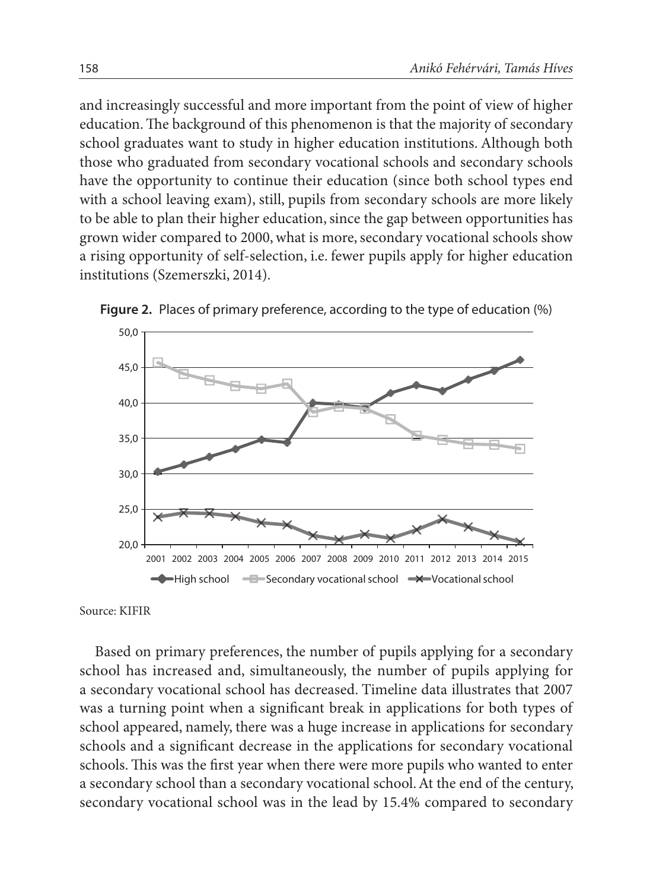and increasingly successful and more important from the point of view of higher education. The background of this phenomenon is that the majority of secondary school graduates want to study in higher education institutions. Although both those who graduated from secondary vocational schools and secondary schools have the opportunity to continue their education (since both school types end with a school leaving exam), still, pupils from secondary schools are more likely to be able to plan their higher education, since the gap between opportunities has grown wider compared to 2000, what is more, secondary vocational schools show a rising opportunity of self-selection, i.e. fewer pupils apply for higher education institutions (Szemerszki, 2014).

**Figure 2.** Places of primary preference, according to the type of education (%)

Source: KIFIR

Based on primary preferences, the number of pupils applying for a secondary school has increased and, simultaneously, the number of pupils applying for a secondary vocational school has decreased. Timeline data illustrates that 2007 was a turning point when a significant break in applications for both types of school appeared, namely, there was a huge increase in applications for secondary schools and a significant decrease in the applications for secondary vocational schools. This was the first year when there were more pupils who wanted to enter a secondary school than a secondary vocational school. At the end of the century, secondary vocational school was in the lead by 15.4% compared to secondary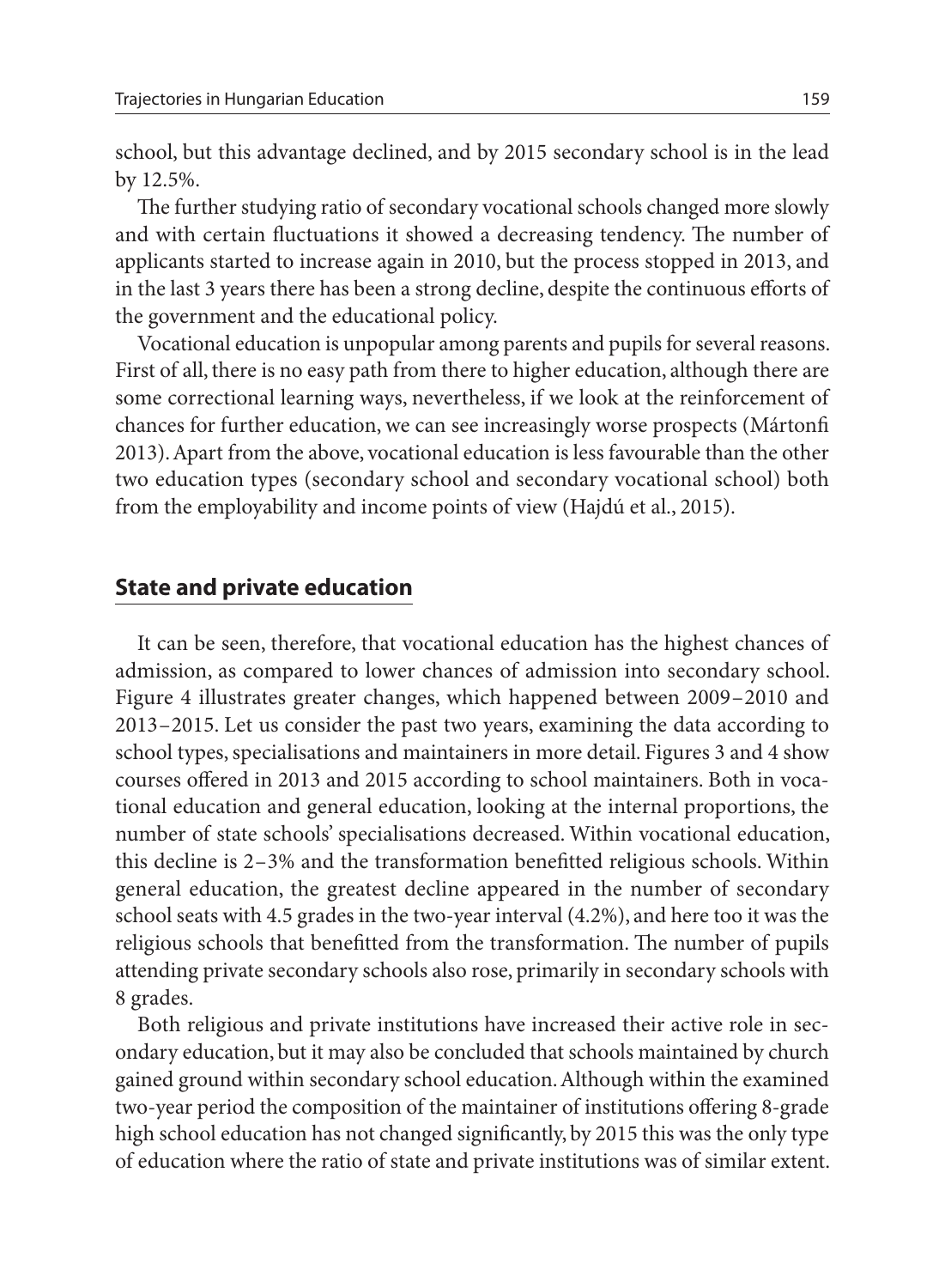school, but this advantage declined, and by 2015 secondary school is in the lead by 12.5%.

The further studying ratio of secondary vocational schools changed more slowly and with certain fluctuations it showed a decreasing tendency. The number of applicants started to increase again in 2010, but the process stopped in 2013, and in the last 3 years there has been a strong decline, despite the continuous efforts of the government and the educational policy.

Vocational education is unpopular among parents and pupils for several reasons. First of all, there is no easy path from there to higher education, although there are some correctional learning ways, nevertheless, if we look at the reinforcement of chances for further education, we can see increasingly worse prospects (Mártonfi 2013). Apart from the above, vocational education is less favourable than the other two education types (secondary school and secondary vocational school) both from the employability and income points of view (Hajdú et al., 2015).

## State and private education

It can be seen, therefore, that vocational education has the highest chances of admission, as compared to lower chances of admission into secondary school. Figure 4 illustrates greater changes, which happened between 2009–2010 and 2013–2015. Let us consider the past two years, examining the data according to school types, specialisations and maintainers in more detail. Figures 3 and 4 show courses offered in 2013 and 2015 according to school maintainers. Both in vocational education and general education, looking at the internal proportions, the number of state schools' specialisations decreased. Within vocational education, this decline is 2–3% and the transformation benefitted religious schools. Within general education, the greatest decline appeared in the number of secondary school seats with 4.5 grades in the two-year interval (4.2%), and here too it was the religious schools that benefitted from the transformation. The number of pupils attending private secondary schools also rose, primarily in secondary schools with 8 grades.

Both religious and private institutions have increased their active role in secondary education, but it may also be concluded that schools maintained by church gained ground within secondary school education. Although within the examined two-year period the composition of the maintainer of institutions offering 8-grade high school education has not changed significantly, by 2015 this was the only type of education where the ratio of state and private institutions was of similar extent.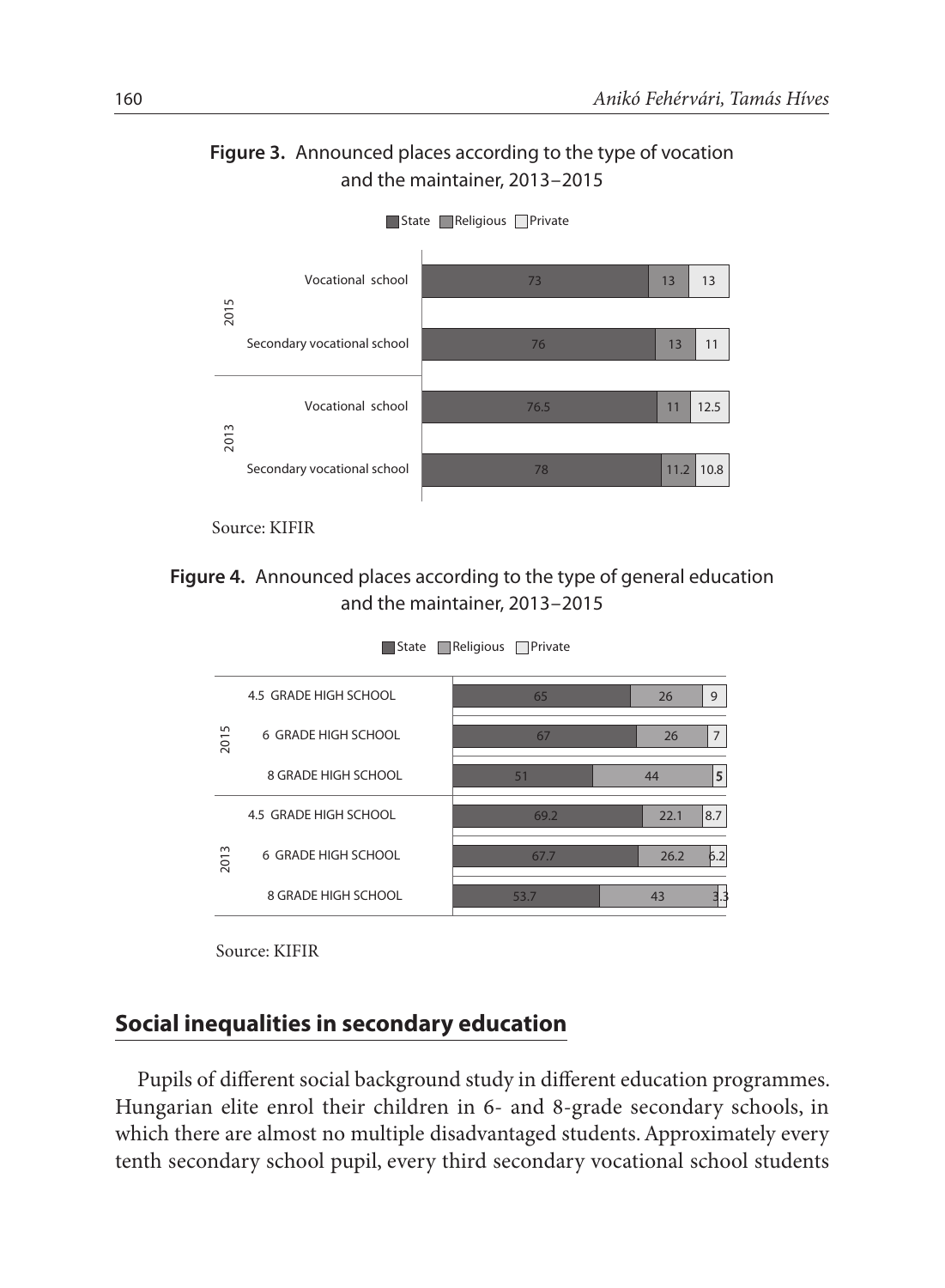**Figure 3.** Announced places according to the type of vocation and the maintainer, 2013–2015

| Year | Type | State | Religious | Private |
|---|---|---|---|---|
| 2015 | Vocational school | 73 | 13 | 13 |
| 2015 | Secondary vocational school | 76 | 13 | 11 |
| 2013 | Vocational school | 76.5 | 11 | 12.5 |
| 2013 | Secondary vocational school | 78 | 11.2 | 10.8 |

Source: KIFIR

**Figure 4.** Announced places according to the type of general education and the maintainer, 2013–2015

| Year | Type | State | Religious | Private |
|---|---|---|---|---|
| 2015 | 4.5 GRADE HIGH SCHOOL | 65 | 26 | 9 |
| 2015 | 6 GRADE HIGH SCHOOL | 67 | 26 | 7 |
| 2015 | 8 GRADE HIGH SCHOOL | 51 | 44 | 5 |
| 2013 | 4.5 GRADE HIGH SCHOOL | 69.2 | 22.1 | 8.7 |
| 2013 | 6 GRADE HIGH SCHOOL | 67.7 | 26.2 | 6.2 |
| 2013 | 8 GRADE HIGH SCHOOL | 53.7 | 43 | 3.3 |

Source: KIFIR

## Social inequalities in secondary education

Pupils of different social background study in different education programmes. Hungarian elite enrol their children in 6- and 8-grade secondary schools, in which there are almost no multiple disadvantaged students. Approximately every tenth secondary school pupil, every third secondary vocational school students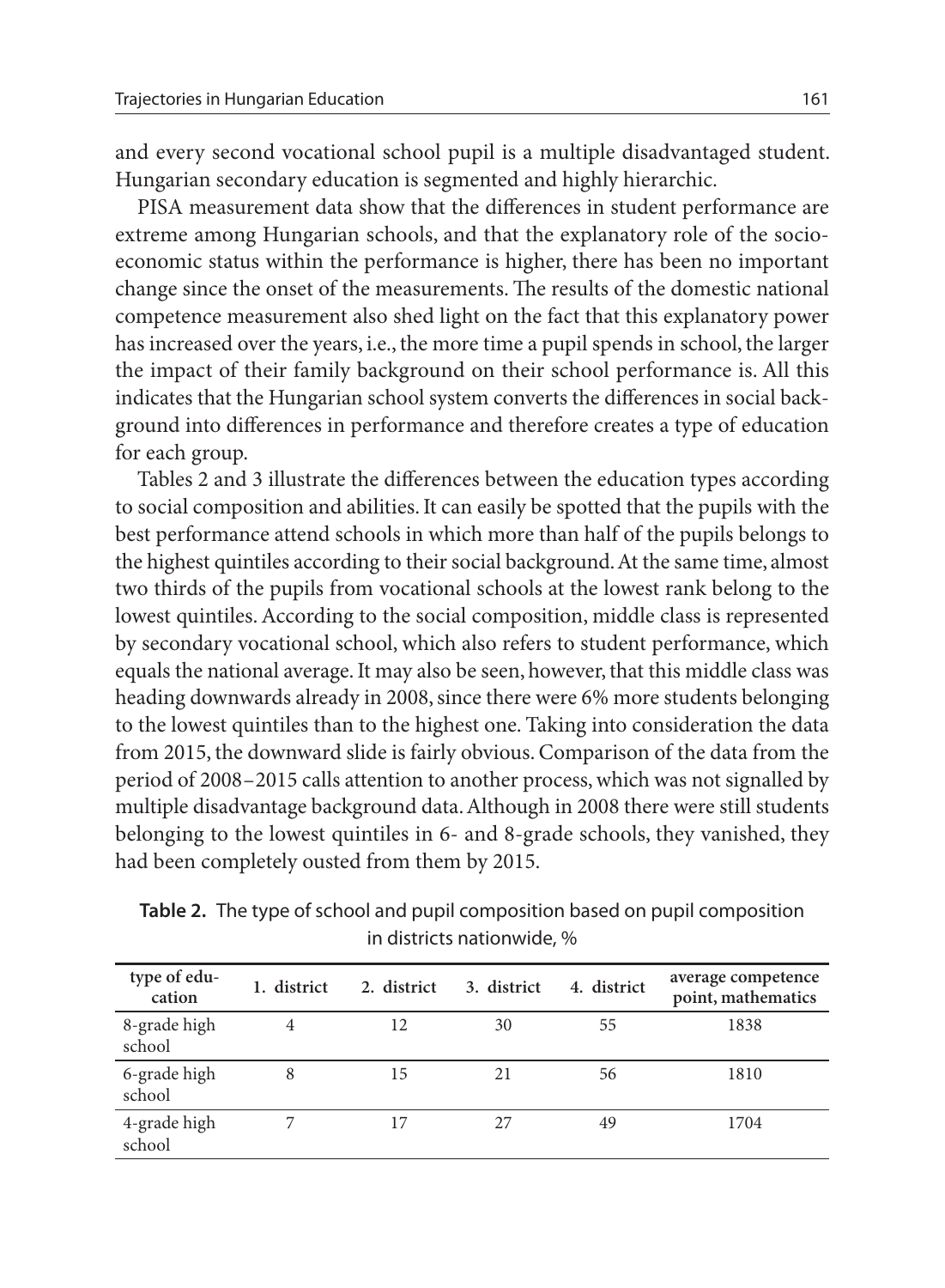and every second vocational school pupil is a multiple disadvantaged student. Hungarian secondary education is segmented and highly hierarchic.

PISA measurement data show that the differences in student performance are extreme among Hungarian schools, and that the explanatory role of the socio-economic status within the performance is higher, there has been no important change since the onset of the measurements. The results of the domestic national competence measurement also shed light on the fact that this explanatory power has increased over the years, i.e., the more time a pupil spends in school, the larger the impact of their family background on their school performance is. All this indicates that the Hungarian school system converts the differences in social background into differences in performance and therefore creates a type of education for each group.

Tables 2 and 3 illustrate the differences between the education types according to social composition and abilities. It can easily be spotted that the pupils with the best performance attend schools in which more than half of the pupils belongs to the highest quintiles according to their social background. At the same time, almost two thirds of the pupils from vocational schools at the lowest rank belong to the lowest quintiles. According to the social composition, middle class is represented by secondary vocational school, which also refers to student performance, which equals the national average. It may also be seen, however, that this middle class was heading downwards already in 2008, since there were 6% more students belonging to the lowest quintiles than to the highest one. Taking into consideration the data from 2015, the downward slide is fairly obvious. Comparison of the data from the period of 2008–2015 calls attention to another process, which was not signalled by multiple disadvantage background data. Although in 2008 there were still students belonging to the lowest quintiles in 6- and 8-grade schools, they vanished, they had been completely ousted from them by 2015.

**Table 2.** The type of school and pupil composition based on pupil composition in districts nationwide, %

| type of education | 1. district | 2. district | 3. district | 4. district | average competence point, mathematics |
|---|---|---|---|---|---|
| 8-grade high school | 4 | 12 | 30 | 55 | 1838 |
| 6-grade high school | 8 | 15 | 21 | 56 | 1810 |
| 4-grade high school | 7 | 17 | 27 | 49 | 1704 |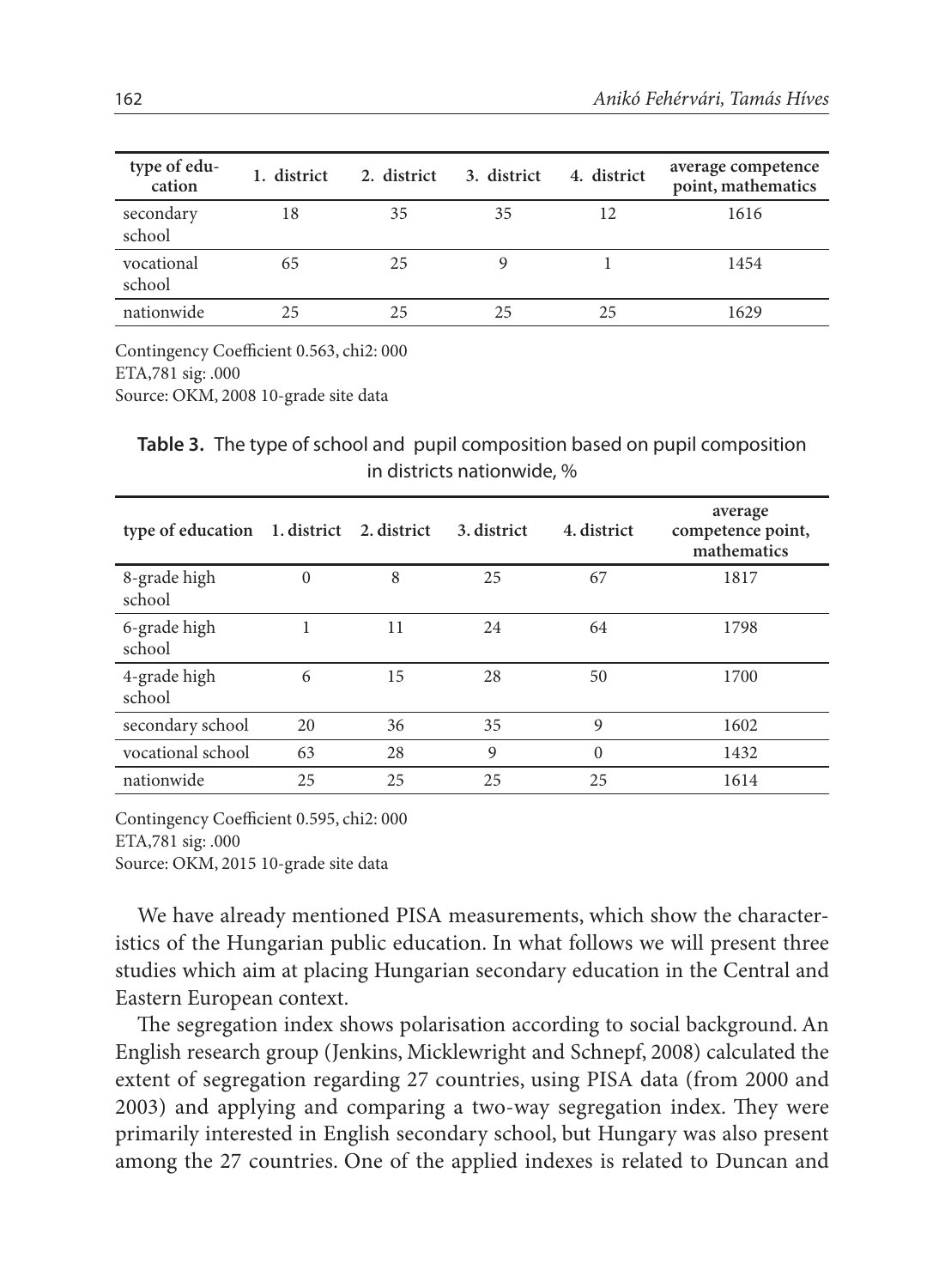| type of education | 1. district | 2. district | 3. district | 4. district | average competence point, mathematics |
|---|---|---|---|---|---|
| secondary school | 18 | 35 | 35 | 12 | 1616 |
| vocational school | 65 | 25 | 9 | 1 | 1454 |
| nationwide | 25 | 25 | 25 | 25 | 1629 |

Contingency Coefficient 0.563, chi2: 000
ETA,781 sig: .000
Source: OKM, 2008 10-grade site data

**Table 3.** The type of school and pupil composition based on pupil composition in districts nationwide, %

| type of education | 1. district | 2. district | 3. district | 4. district | average competence point, mathematics |
|---|---|---|---|---|---|
| 8-grade high school | 0 | 8 | 25 | 67 | 1817 |
| 6-grade high school | 1 | 11 | 24 | 64 | 1798 |
| 4-grade high school | 6 | 15 | 28 | 50 | 1700 |
| secondary school | 20 | 36 | 35 | 9 | 1602 |
| vocational school | 63 | 28 | 9 | 0 | 1432 |
| nationwide | 25 | 25 | 25 | 25 | 1614 |

Contingency Coefficient 0.595, chi2: 000
ETA,781 sig: .000
Source: OKM, 2015 10-grade site data

We have already mentioned PISA measurements, which show the characteristics of the Hungarian public education. In what follows we will present three studies which aim at placing Hungarian secondary education in the Central and Eastern European context.

The segregation index shows polarisation according to social background. An English research group (Jenkins, Micklewright and Schnepf, 2008) calculated the extent of segregation regarding 27 countries, using PISA data (from 2000 and 2003) and applying and comparing a two-way segregation index. They were primarily interested in English secondary school, but Hungary was also present among the 27 countries. One of the applied indexes is related to Duncan and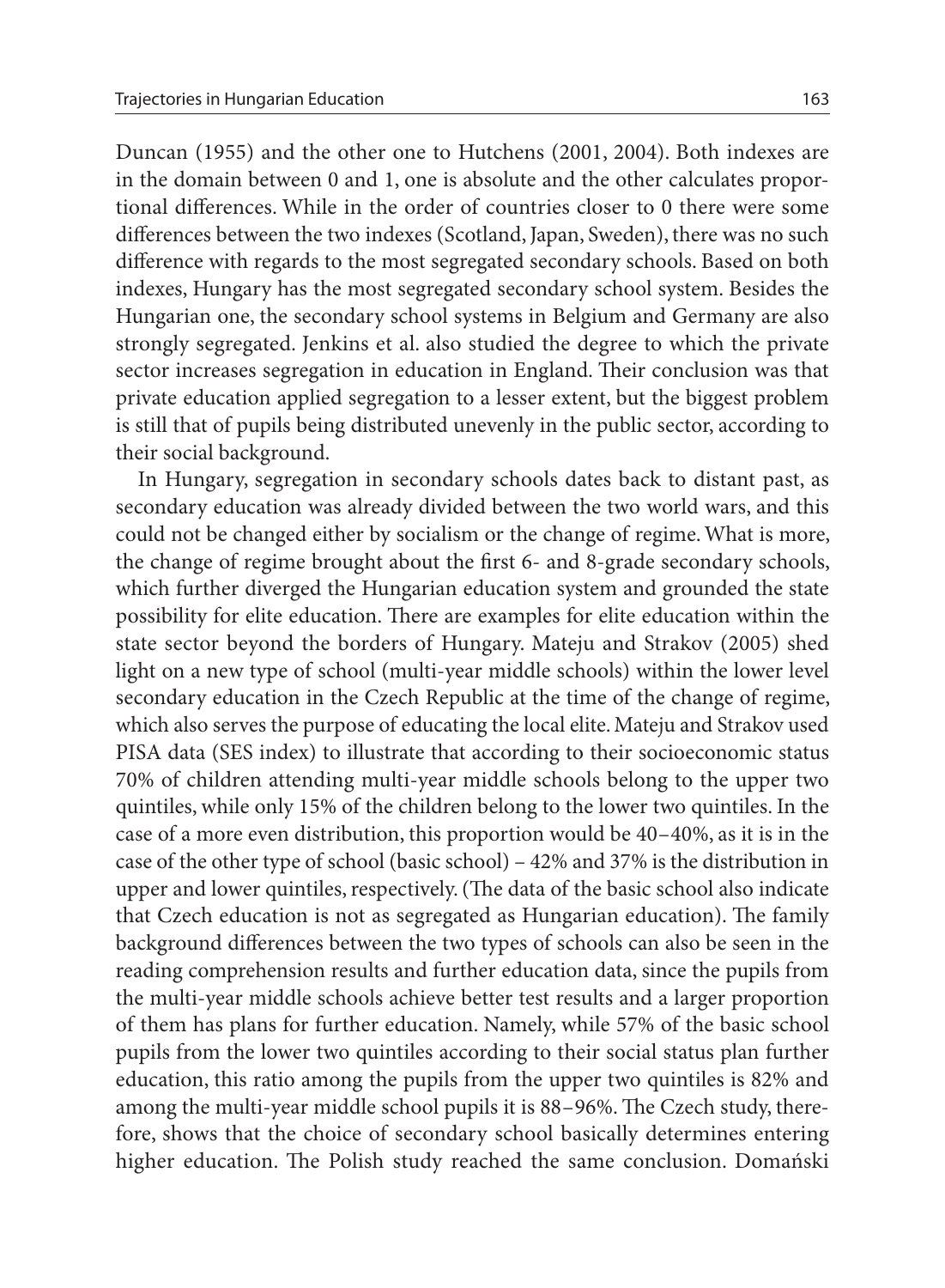Duncan (1955) and the other one to Hutchens (2001, 2004). Both indexes are in the domain between 0 and 1, one is absolute and the other calculates proportional differences. While in the order of countries closer to 0 there were some differences between the two indexes (Scotland, Japan, Sweden), there was no such difference with regards to the most segregated secondary schools. Based on both indexes, Hungary has the most segregated secondary school system. Besides the Hungarian one, the secondary school systems in Belgium and Germany are also strongly segregated. Jenkins et al. also studied the degree to which the private sector increases segregation in education in England. Their conclusion was that private education applied segregation to a lesser extent, but the biggest problem is still that of pupils being distributed unevenly in the public sector, according to their social background.

In Hungary, segregation in secondary schools dates back to distant past, as secondary education was already divided between the two world wars, and this could not be changed either by socialism or the change of regime. What is more, the change of regime brought about the first 6- and 8-grade secondary schools, which further diverged the Hungarian education system and grounded the state possibility for elite education. There are examples for elite education within the state sector beyond the borders of Hungary. Mateju and Strakov (2005) shed light on a new type of school (multi-year middle schools) within the lower level secondary education in the Czech Republic at the time of the change of regime, which also serves the purpose of educating the local elite. Mateju and Strakov used PISA data (SES index) to illustrate that according to their socioeconomic status 70% of children attending multi-year middle schools belong to the upper two quintiles, while only 15% of the children belong to the lower two quintiles. In the case of a more even distribution, this proportion would be 40–40%, as it is in the case of the other type of school (basic school) – 42% and 37% is the distribution in upper and lower quintiles, respectively. (The data of the basic school also indicate that Czech education is not as segregated as Hungarian education). The family background differences between the two types of schools can also be seen in the reading comprehension results and further education data, since the pupils from the multi-year middle schools achieve better test results and a larger proportion of them has plans for further education. Namely, while 57% of the basic school pupils from the lower two quintiles according to their social status plan further education, this ratio among the pupils from the upper two quintiles is 82% and among the multi-year middle school pupils it is 88–96%. The Czech study, therefore, shows that the choice of secondary school basically determines entering higher education. The Polish study reached the same conclusion. Domański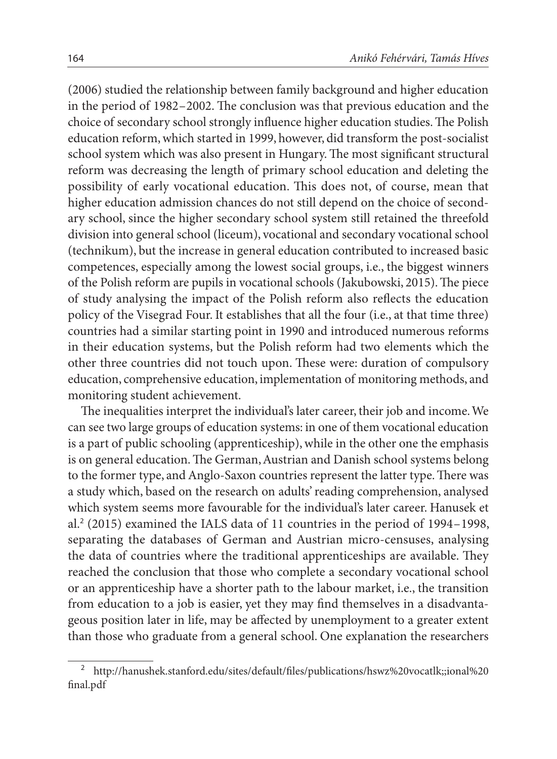(2006) studied the relationship between family background and higher education in the period of 1982–2002. The conclusion was that previous education and the choice of secondary school strongly influence higher education studies. The Polish education reform, which started in 1999, however, did transform the post-socialist school system which was also present in Hungary. The most significant structural reform was decreasing the length of primary school education and deleting the possibility of early vocational education. This does not, of course, mean that higher education admission chances do not still depend on the choice of secondary school, since the higher secondary school system still retained the threefold division into general school (liceum), vocational and secondary vocational school (technikum), but the increase in general education contributed to increased basic competences, especially among the lowest social groups, i.e., the biggest winners of the Polish reform are pupils in vocational schools (Jakubowski, 2015). The piece of study analysing the impact of the Polish reform also reflects the education policy of the Visegrad Four. It establishes that all the four (i.e., at that time three) countries had a similar starting point in 1990 and introduced numerous reforms in their education systems, but the Polish reform had two elements which the other three countries did not touch upon. These were: duration of compulsory education, comprehensive education, implementation of monitoring methods, and monitoring student achievement.

The inequalities interpret the individual's later career, their job and income. We can see two large groups of education systems: in one of them vocational education is a part of public schooling (apprenticeship), while in the other one the emphasis is on general education. The German, Austrian and Danish school systems belong to the former type, and Anglo-Saxon countries represent the latter type. There was a study which, based on the research on adults' reading comprehension, analysed which system seems more favourable for the individual's later career. Hanusek et al.[2] (2015) examined the IALS data of 11 countries in the period of 1994–1998, separating the databases of German and Austrian micro-censuses, analysing the data of countries where the traditional apprenticeships are available. They reached the conclusion that those who complete a secondary vocational school or an apprenticeship have a shorter path to the labour market, i.e., the transition from education to a job is easier, yet they may find themselves in a disadvantageous position later in life, may be affected by unemployment to a greater extent than those who graduate from a general school. One explanation the researchers

[2] http://hanushek.stanford.edu/sites/default/files/publications/hswz%20vocatlk;;ional%20final.pdf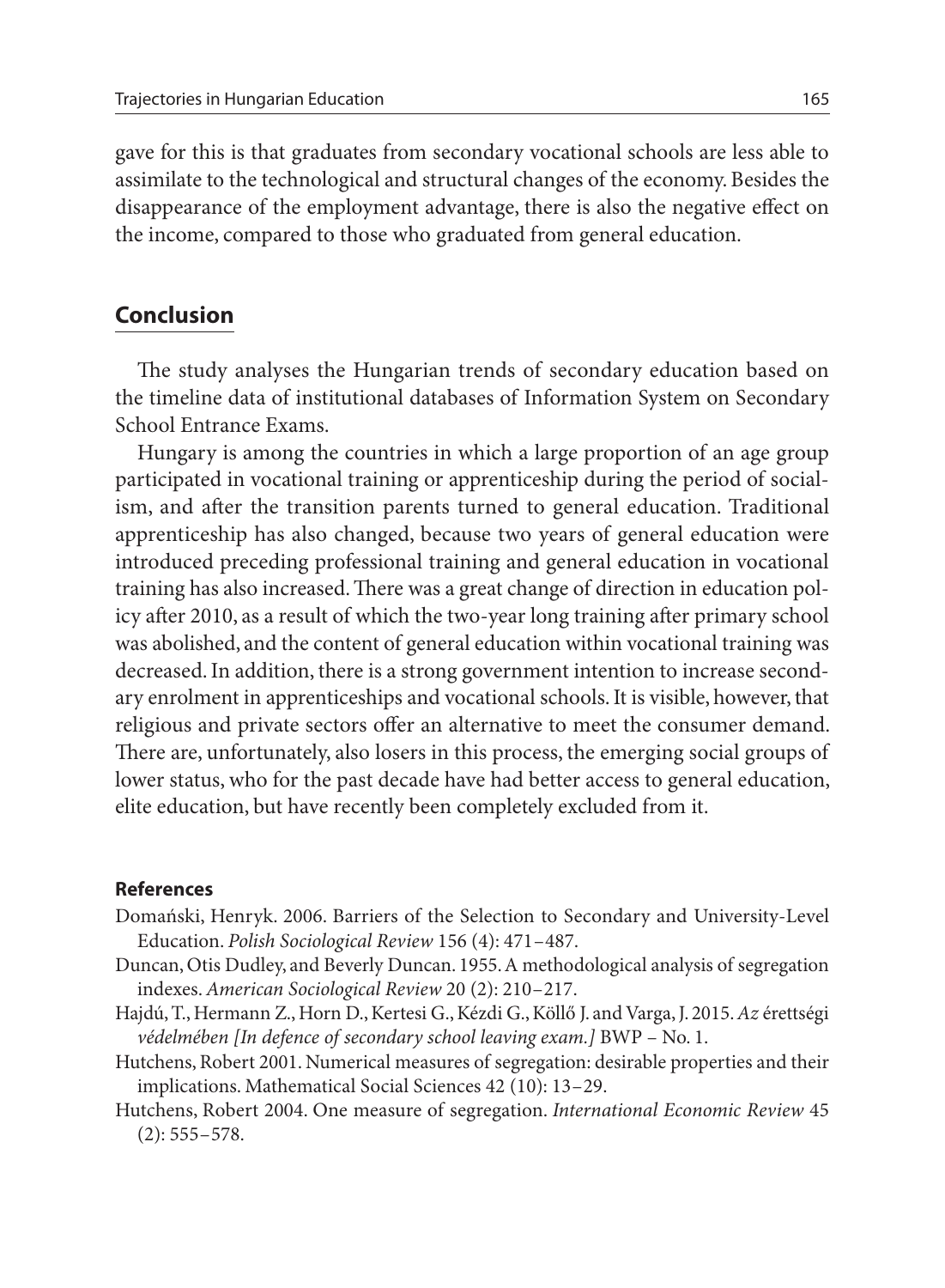gave for this is that graduates from secondary vocational schools are less able to assimilate to the technological and structural changes of the economy. Besides the disappearance of the employment advantage, there is also the negative effect on the income, compared to those who graduated from general education.

## Conclusion

The study analyses the Hungarian trends of secondary education based on the timeline data of institutional databases of Information System on Secondary School Entrance Exams.

Hungary is among the countries in which a large proportion of an age group participated in vocational training or apprenticeship during the period of socialism, and after the transition parents turned to general education. Traditional apprenticeship has also changed, because two years of general education were introduced preceding professional training and general education in vocational training has also increased. There was a great change of direction in education policy after 2010, as a result of which the two-year long training after primary school was abolished, and the content of general education within vocational training was decreased. In addition, there is a strong government intention to increase secondary enrolment in apprenticeships and vocational schools. It is visible, however, that religious and private sectors offer an alternative to meet the consumer demand. There are, unfortunately, also losers in this process, the emerging social groups of lower status, who for the past decade have had better access to general education, elite education, but have recently been completely excluded from it.

### References

Domański, Henryk. 2006. Barriers of the Selection to Secondary and University-Level Education. *Polish Sociological Review* 156 (4): 471–487.

Duncan, Otis Dudley, and Beverly Duncan. 1955. A methodological analysis of segregation indexes. *American Sociological Review* 20 (2): 210–217.

Hajdú, T., Hermann Z., Horn D., Kertesi G., Kézdi G., Köllő J. and Varga, J. 2015. *Az* érettségi *védelmében [In defence of secondary school leaving exam.]* BWP – No. 1.

Hutchens, Robert 2001. Numerical measures of segregation: desirable properties and their implications. Mathematical Social Sciences 42 (10): 13–29.

Hutchens, Robert 2004. One measure of segregation. *International Economic Review* 45 (2): 555–578.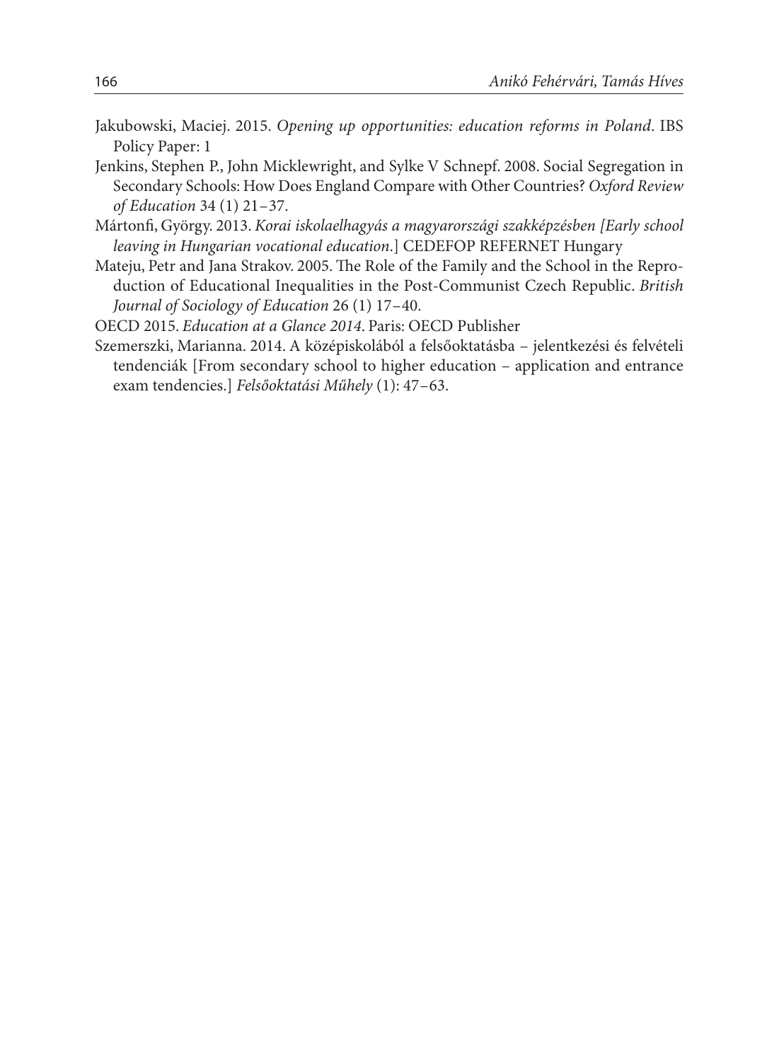Jakubowski, Maciej. 2015. *Opening up opportunities: education reforms in Poland*. IBS Policy Paper: 1

Jenkins, Stephen P., John Micklewright, and Sylke V Schnepf. 2008. Social Segregation in Secondary Schools: How Does England Compare with Other Countries? *Oxford Review of Education* 34 (1) 21–37.

Mártonfi, György. 2013. *Korai iskolaelhagyás a magyarországi szakképzésben [Early school leaving in Hungarian vocational education*.] CEDEFOP REFERNET Hungary

Mateju, Petr and Jana Strakov. 2005. The Role of the Family and the School in the Reproduction of Educational Inequalities in the Post-Communist Czech Republic. *British Journal of Sociology of Education* 26 (1) 17–40.

OECD 2015. *Education at a Glance 2014*. Paris: OECD Publisher

Szemerszki, Marianna. 2014. A középiskolából a felsőoktatásba – jelentkezési és felvételi tendenciák [From secondary school to higher education – application and entrance exam tendencies.] *Felsőoktatási Műhely* (1): 47–63.